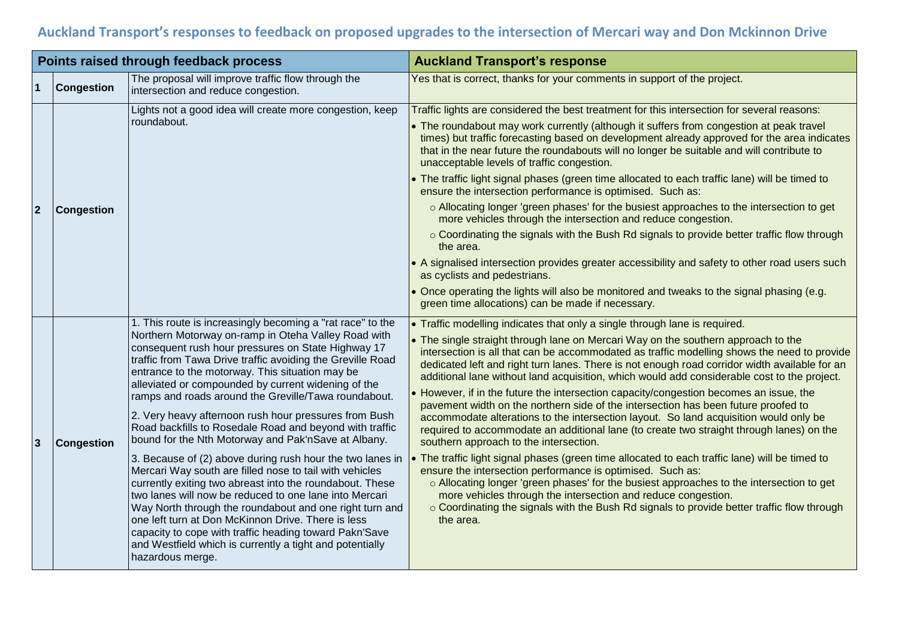## Auckland Transport's responses to feedback on proposed upgrades to the intersection of Mercari way and Don Mckinnon Drive

| Points raised through feedback process | | | Auckland Transport's response |
|---|---|---|---|
| 1 | Congestion | The proposal will improve traffic flow through the intersection and reduce congestion. | Yes that is correct, thanks for your comments in support of the project. |
| 2 | Congestion | Lights not a good idea will create more congestion, keep roundabout. | Traffic lights are considered the best treatment for this intersection for several reasons:<br>• The roundabout may work currently (although it suffers from congestion at peak travel times) but traffic forecasting based on development already approved for the area indicates that in the near future the roundabouts will no longer be suitable and will contribute to unacceptable levels of traffic congestion.<br>• The traffic light signal phases (green time allocated to each traffic lane) will be timed to ensure the intersection performance is optimised. Such as:<br>  ○ Allocating longer 'green phases' for the busiest approaches to the intersection to get more vehicles through the intersection and reduce congestion.<br>  ○ Coordinating the signals with the Bush Rd signals to provide better traffic flow through the area.<br>• A signalised intersection provides greater accessibility and safety to other road users such as cyclists and pedestrians.<br>• Once operating the lights will also be monitored and tweaks to the signal phasing (e.g. green time allocations) can be made if necessary. |
| 3 | Congestion | 1. This route is increasingly becoming a "rat race" to the Northern Motorway on-ramp in Oteha Valley Road with consequent rush hour pressures on State Highway 17 traffic from Tawa Drive traffic avoiding the Greville Road entrance to the motorway. This situation may be alleviated or compounded by current widening of the ramps and roads around the Greville/Tawa roundabout.<br>2. Very heavy afternoon rush hour pressures from Bush Road backfills to Rosedale Road and beyond with traffic bound for the Nth Motorway and Pak'nSave at Albany.<br>3. Because of (2) above during rush hour the two lanes in Mercari Way south are filled nose to tail with vehicles currently exiting two abreast into the roundabout. These two lanes will now be reduced to one lane into Mercari Way North through the roundabout and one right turn and one left turn at Don McKinnon Drive. There is less capacity to cope with traffic heading toward Pakn'Save and Westfield which is currently a tight and potentially hazardous merge. | • Traffic modelling indicates that only a single through lane is required.<br>• The single straight through lane on Mercari Way on the southern approach to the intersection is all that can be accommodated as traffic modelling shows the need to provide dedicated left and right turn lanes. There is not enough road corridor width available for an additional lane without land acquisition, which would add considerable cost to the project.<br>• However, if in the future the intersection capacity/congestion becomes an issue, the pavement width on the northern side of the intersection has been future proofed to accommodate alterations to the intersection layout. So land acquisition would only be required to accommodate an additional lane (to create two straight through lanes) on the southern approach to the intersection.<br>• The traffic light signal phases (green time allocated to each traffic lane) will be timed to ensure the intersection performance is optimised. Such as:<br>  ○ Allocating longer 'green phases' for the busiest approaches to the intersection to get more vehicles through the intersection and reduce congestion.<br>  ○ Coordinating the signals with the Bush Rd signals to provide better traffic flow through the area. |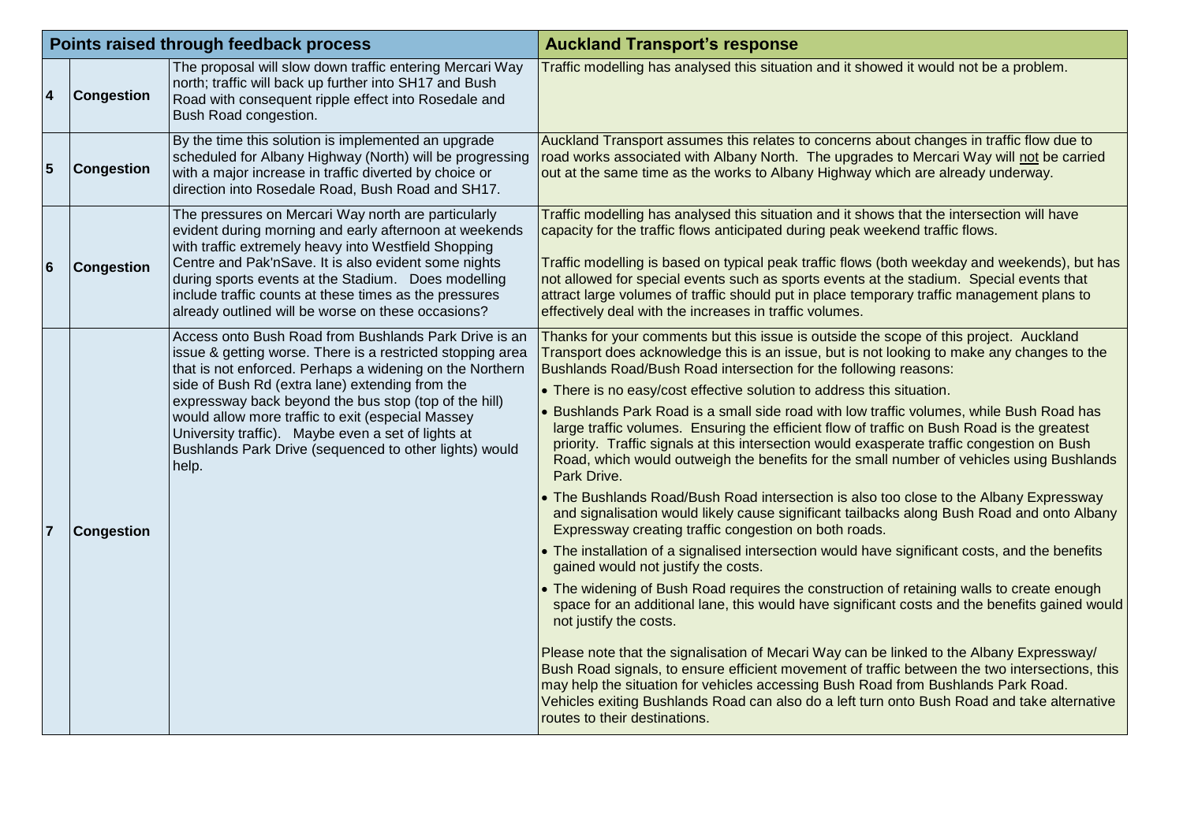| Points raised through feedback process | | | Auckland Transport's response |
|---|---|---|---|
| 4 | Congestion | The proposal will slow down traffic entering Mercari Way north; traffic will back up further into SH17 and Bush Road with consequent ripple effect into Rosedale and Bush Road congestion. | Traffic modelling has analysed this situation and it showed it would not be a problem. |
| 5 | Congestion | By the time this solution is implemented an upgrade scheduled for Albany Highway (North) will be progressing with a major increase in traffic diverted by choice or direction into Rosedale Road, Bush Road and SH17. | Auckland Transport assumes this relates to concerns about changes in traffic flow due to road works associated with Albany North. The upgrades to Mercari Way will <u>not</u> be carried out at the same time as the works to Albany Highway which are already underway. |
| 6 | Congestion | The pressures on Mercari Way north are particularly evident during morning and early afternoon at weekends with traffic extremely heavy into Westfield Shopping Centre and Pak'nSave. It is also evident some nights during sports events at the Stadium. Does modelling include traffic counts at these times as the pressures already outlined will be worse on these occasions? | Traffic modelling has analysed this situation and it shows that the intersection will have capacity for the traffic flows anticipated during peak weekend traffic flows.<br><br>Traffic modelling is based on typical peak traffic flows (both weekday and weekends), but has not allowed for special events such as sports events at the stadium. Special events that attract large volumes of traffic should put in place temporary traffic management plans to effectively deal with the increases in traffic volumes. |
| 7 | Congestion | Access onto Bush Road from Bushlands Park Drive is an issue & getting worse. There is a restricted stopping area that is not enforced. Perhaps a widening on the Northern side of Bush Rd (extra lane) extending from the expressway back beyond the bus stop (top of the hill) would allow more traffic to exit (especial Massey University traffic). Maybe even a set of lights at Bushlands Park Drive (sequenced to other lights) would help. | Thanks for your comments but this issue is outside the scope of this project. Auckland Transport does acknowledge this is an issue, but is not looking to make any changes to the Bushlands Road/Bush Road intersection for the following reasons:<br>• There is no easy/cost effective solution to address this situation.<br>• Bushlands Park Road is a small side road with low traffic volumes, while Bush Road has large traffic volumes. Ensuring the efficient flow of traffic on Bush Road is the greatest priority. Traffic signals at this intersection would exasperate traffic congestion on Bush Road, which would outweigh the benefits for the small number of vehicles using Bushlands Park Drive.<br>• The Bushlands Road/Bush Road intersection is also too close to the Albany Expressway and signalisation would likely cause significant tailbacks along Bush Road and onto Albany Expressway creating traffic congestion on both roads.<br>• The installation of a signalised intersection would have significant costs, and the benefits gained would not justify the costs.<br>• The widening of Bush Road requires the construction of retaining walls to create enough space for an additional lane, this would have significant costs and the benefits gained would not justify the costs.<br><br>Please note that the signalisation of Mecari Way can be linked to the Albany Expressway/ Bush Road signals, to ensure efficient movement of traffic between the two intersections, this may help the situation for vehicles accessing Bush Road from Bushlands Park Road. Vehicles exiting Bushlands Road can also do a left turn onto Bush Road and take alternative routes to their destinations. |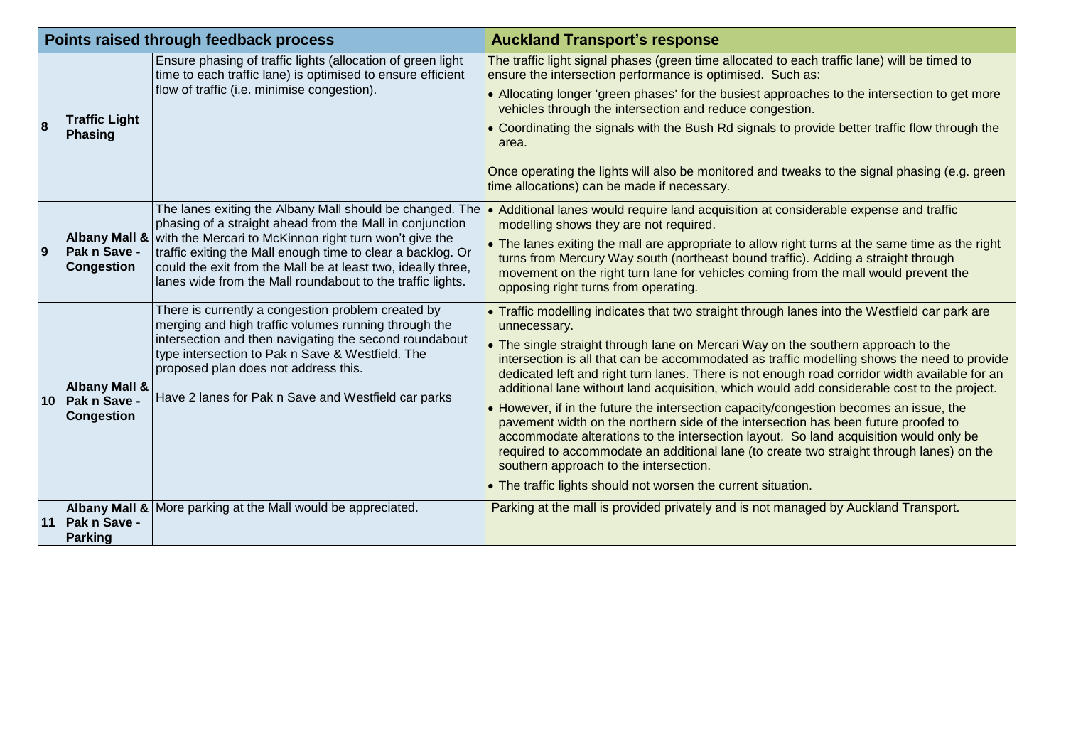| Points raised through feedback process | | | Auckland Transport's response |
|---|---|---|---|
| 8 | **Traffic Light Phasing** | Ensure phasing of traffic lights (allocation of green light time to each traffic lane) is optimised to ensure efficient flow of traffic (i.e. minimise congestion). | The traffic light signal phases (green time allocated to each traffic lane) will be timed to ensure the intersection performance is optimised. Such as:<br>• Allocating longer 'green phases' for the busiest approaches to the intersection to get more vehicles through the intersection and reduce congestion.<br>• Coordinating the signals with the Bush Rd signals to provide better traffic flow through the area.<br><br>Once operating the lights will also be monitored and tweaks to the signal phasing (e.g. green time allocations) can be made if necessary. |
| 9 | **Albany Mall & Pak n Save - Congestion** | The lanes exiting the Albany Mall should be changed. The phasing of a straight ahead from the Mall in conjunction with the Mercari to McKinnon right turn won't give the traffic exiting the Mall enough time to clear a backlog. Or could the exit from the Mall be at least two, ideally three, lanes wide from the Mall roundabout to the traffic lights. | • Additional lanes would require land acquisition at considerable expense and traffic modelling shows they are not required.<br>• The lanes exiting the mall are appropriate to allow right turns at the same time as the right turns from Mercury Way south (northeast bound traffic). Adding a straight through movement on the right turn lane for vehicles coming from the mall would prevent the opposing right turns from operating. |
| 10 | **Albany Mall & Pak n Save - Congestion** | There is currently a congestion problem created by merging and high traffic volumes running through the intersection and then navigating the second roundabout type intersection to Pak n Save & Westfield. The proposed plan does not address this.<br><br>Have 2 lanes for Pak n Save and Westfield car parks | • Traffic modelling indicates that two straight through lanes into the Westfield car park are unnecessary.<br>• The single straight through lane on Mercari Way on the southern approach to the intersection is all that can be accommodated as traffic modelling shows the need to provide dedicated left and right turn lanes. There is not enough road corridor width available for an additional lane without land acquisition, which would add considerable cost to the project.<br>• However, if in the future the intersection capacity/congestion becomes an issue, the pavement width on the northern side of the intersection has been future proofed to accommodate alterations to the intersection layout. So land acquisition would only be required to accommodate an additional lane (to create two straight through lanes) on the southern approach to the intersection.<br>• The traffic lights should not worsen the current situation. |
| 11 | **Albany Mall & Pak n Save - Parking** | More parking at the Mall would be appreciated. | Parking at the mall is provided privately and is not managed by Auckland Transport. |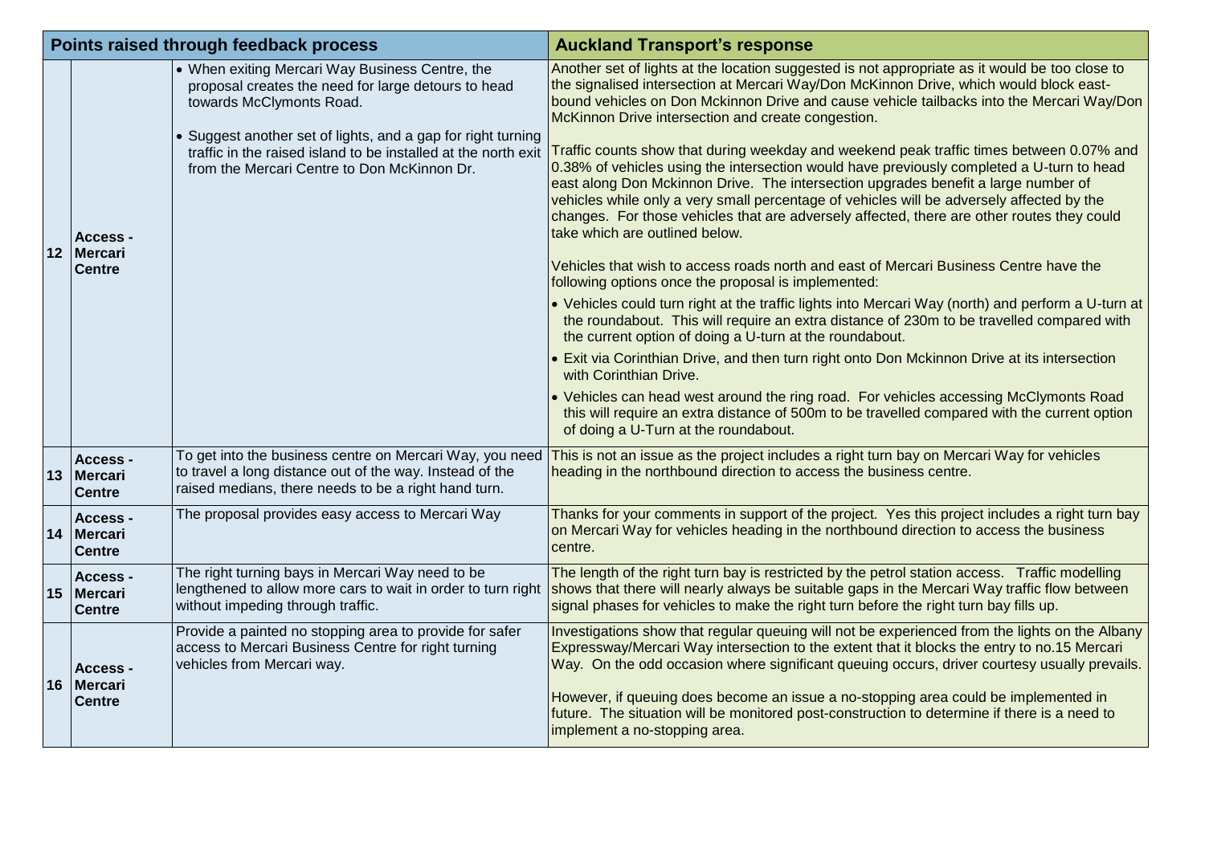| Points raised through feedback process | | | Auckland Transport's response |
|---|---|---|---|
| 12 | Access - Mercari Centre | • When exiting Mercari Way Business Centre, the proposal creates the need for large detours to head towards McClymonts Road.<br><br>• Suggest another set of lights, and a gap for right turning traffic in the raised island to be installed at the north exit from the Mercari Centre to Don McKinnon Dr. | Another set of lights at the location suggested is not appropriate as it would be too close to the signalised intersection at Mercari Way/Don McKinnon Drive, which would block east-bound vehicles on Don Mckinnon Drive and cause vehicle tailbacks into the Mercari Way/Don McKinnon Drive intersection and create congestion.<br><br>Traffic counts show that during weekday and weekend peak traffic times between 0.07% and 0.38% of vehicles using the intersection would have previously completed a U-turn to head east along Don Mckinnon Drive. The intersection upgrades benefit a large number of vehicles while only a very small percentage of vehicles will be adversely affected by the changes. For those vehicles that are adversely affected, there are other routes they could take which are outlined below.<br><br>Vehicles that wish to access roads north and east of Mercari Business Centre have the following options once the proposal is implemented:<br><br>• Vehicles could turn right at the traffic lights into Mercari Way (north) and perform a U-turn at the roundabout. This will require an extra distance of 230m to be travelled compared with the current option of doing a U-turn at the roundabout.<br><br>• Exit via Corinthian Drive, and then turn right onto Don Mckinnon Drive at its intersection with Corinthian Drive.<br><br>• Vehicles can head west around the ring road. For vehicles accessing McClymonts Road this will require an extra distance of 500m to be travelled compared with the current option of doing a U-Turn at the roundabout. |
| 13 | Access - Mercari Centre | To get into the business centre on Mercari Way, you need to travel a long distance out of the way. Instead of the raised medians, there needs to be a right hand turn. | This is not an issue as the project includes a right turn bay on Mercari Way for vehicles heading in the northbound direction to access the business centre. |
| 14 | Access - Mercari Centre | The proposal provides easy access to Mercari Way | Thanks for your comments in support of the project. Yes this project includes a right turn bay on Mercari Way for vehicles heading in the northbound direction to access the business centre. |
| 15 | Access - Mercari Centre | The right turning bays in Mercari Way need to be lengthened to allow more cars to wait in order to turn right without impeding through traffic. | The length of the right turn bay is restricted by the petrol station access. Traffic modelling shows that there will nearly always be suitable gaps in the Mercari Way traffic flow between signal phases for vehicles to make the right turn before the right turn bay fills up. |
| 16 | Access - Mercari Centre | Provide a painted no stopping area to provide for safer access to Mercari Business Centre for right turning vehicles from Mercari way. | Investigations show that regular queuing will not be experienced from the lights on the Albany Expressway/Mercari Way intersection to the extent that it blocks the entry to no.15 Mercari Way. On the odd occasion where significant queuing occurs, driver courtesy usually prevails.<br><br>However, if queuing does become an issue a no-stopping area could be implemented in future. The situation will be monitored post-construction to determine if there is a need to implement a no-stopping area. |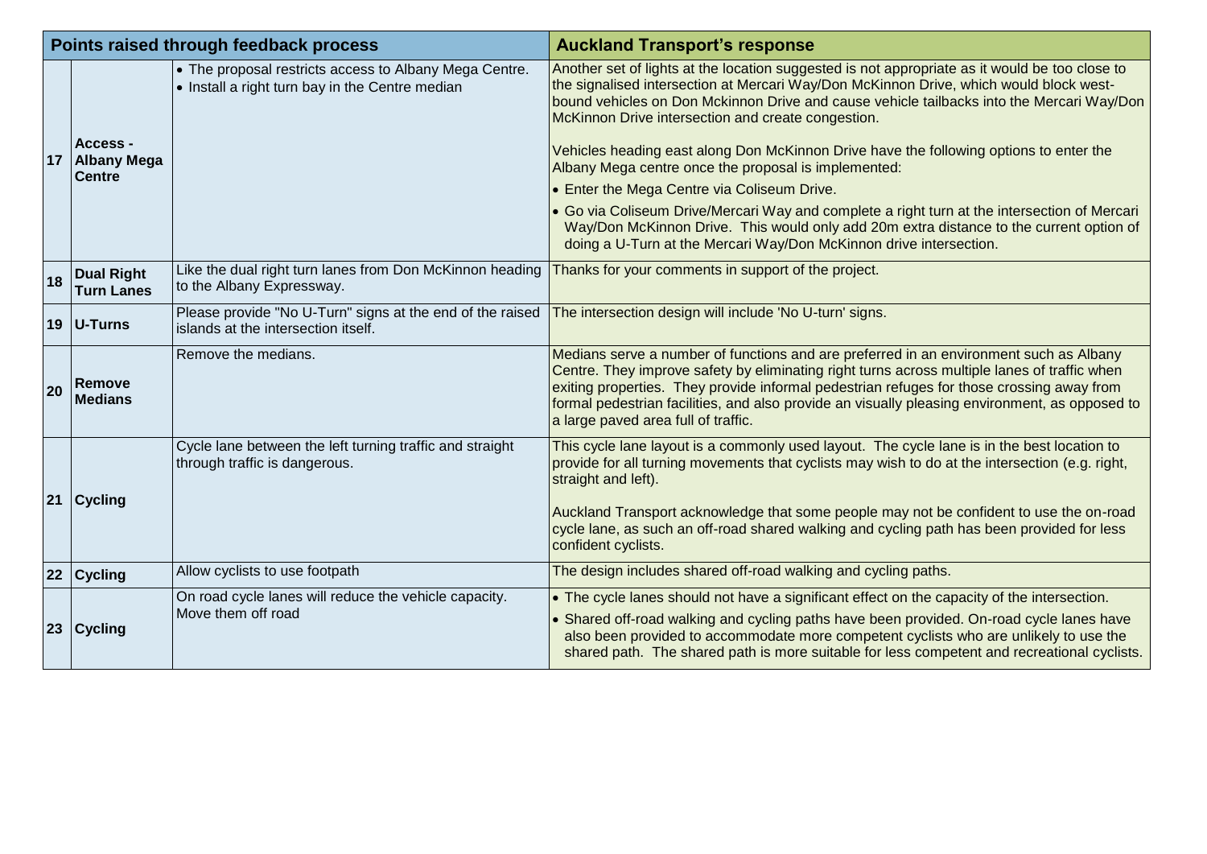| Points raised through feedback process | | | Auckland Transport's response |
|---|---|---|---|
| 17 | Access - Albany Mega Centre | • The proposal restricts access to Albany Mega Centre.<br>• Install a right turn bay in the Centre median | Another set of lights at the location suggested is not appropriate as it would be too close to the signalised intersection at Mercari Way/Don McKinnon Drive, which would block west-bound vehicles on Don Mckinnon Drive and cause vehicle tailbacks into the Mercari Way/Don McKinnon Drive intersection and create congestion.<br><br>Vehicles heading east along Don McKinnon Drive have the following options to enter the Albany Mega centre once the proposal is implemented:<br>• Enter the Mega Centre via Coliseum Drive.<br>• Go via Coliseum Drive/Mercari Way and complete a right turn at the intersection of Mercari Way/Don McKinnon Drive. This would only add 20m extra distance to the current option of doing a U-Turn at the Mercari Way/Don McKinnon drive intersection. |
| 18 | Dual Right Turn Lanes | Like the dual right turn lanes from Don McKinnon heading to the Albany Expressway. | Thanks for your comments in support of the project. |
| 19 | U-Turns | Please provide "No U-Turn" signs at the end of the raised islands at the intersection itself. | The intersection design will include 'No U-turn' signs. |
| 20 | Remove Medians | Remove the medians. | Medians serve a number of functions and are preferred in an environment such as Albany Centre. They improve safety by eliminating right turns across multiple lanes of traffic when exiting properties. They provide informal pedestrian refuges for those crossing away from formal pedestrian facilities, and also provide an visually pleasing environment, as opposed to a large paved area full of traffic. |
| 21 | Cycling | Cycle lane between the left turning traffic and straight through traffic is dangerous. | This cycle lane layout is a commonly used layout. The cycle lane is in the best location to provide for all turning movements that cyclists may wish to do at the intersection (e.g. right, straight and left).<br><br>Auckland Transport acknowledge that some people may not be confident to use the on-road cycle lane, as such an off-road shared walking and cycling path has been provided for less confident cyclists. |
| 22 | Cycling | Allow cyclists to use footpath | The design includes shared off-road walking and cycling paths. |
| 23 | Cycling | On road cycle lanes will reduce the vehicle capacity. Move them off road | • The cycle lanes should not have a significant effect on the capacity of the intersection.<br>• Shared off-road walking and cycling paths have been provided. On-road cycle lanes have also been provided to accommodate more competent cyclists who are unlikely to use the shared path. The shared path is more suitable for less competent and recreational cyclists. |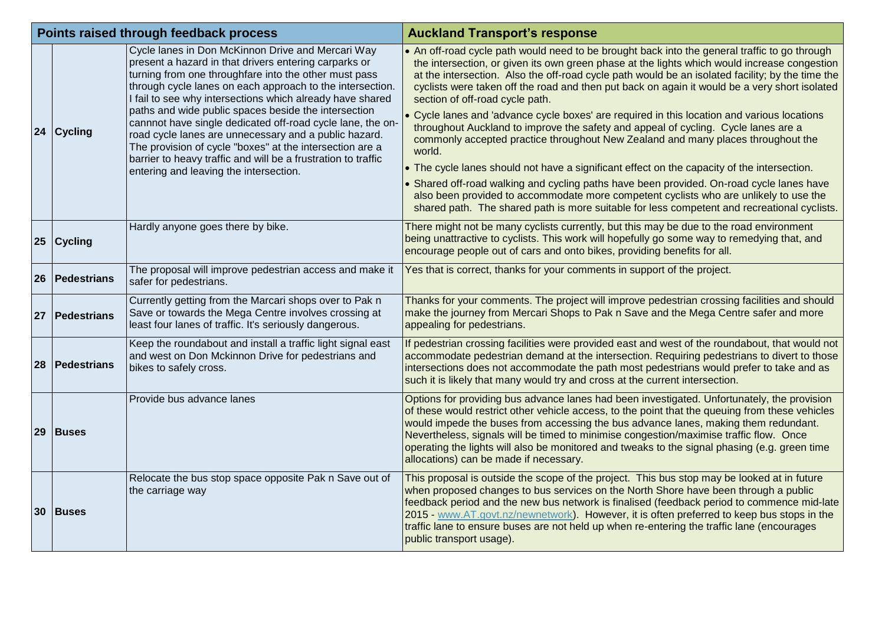| Points raised through feedback process | | | Auckland Transport's response |
|---|---|---|---|
| 24 | Cycling | Cycle lanes in Don McKinnon Drive and Mercari Way present a hazard in that drivers entering carparks or turning from one throughfare into the other must pass through cycle lanes on each approach to the intersection. I fail to see why intersections which already have shared paths and wide public spaces beside the intersection cannnot have single dedicated off-road cycle lane, the on-road cycle lanes are unnecessary and a public hazard. The provision of cycle "boxes" at the intersection are a barrier to heavy traffic and will be a frustration to traffic entering and leaving the intersection. | • An off-road cycle path would need to be brought back into the general traffic to go through the intersection, or given its own green phase at the lights which would increase congestion at the intersection. Also the off-road cycle path would be an isolated facility; by the time the cyclists were taken off the road and then put back on again it would be a very short isolated section of off-road cycle path.<br>• Cycle lanes and 'advance cycle boxes' are required in this location and various locations throughout Auckland to improve the safety and appeal of cycling. Cycle lanes are a commonly accepted practice throughout New Zealand and many places throughout the world.<br>• The cycle lanes should not have a significant effect on the capacity of the intersection.<br>• Shared off-road walking and cycling paths have been provided. On-road cycle lanes have also been provided to accommodate more competent cyclists who are unlikely to use the shared path. The shared path is more suitable for less competent and recreational cyclists. |
| 25 | Cycling | Hardly anyone goes there by bike. | There might not be many cyclists currently, but this may be due to the road environment being unattractive to cyclists. This work will hopefully go some way to remedying that, and encourage people out of cars and onto bikes, providing benefits for all. |
| 26 | Pedestrians | The proposal will improve pedestrian access and make it safer for pedestrians. | Yes that is correct, thanks for your comments in support of the project. |
| 27 | Pedestrians | Currently getting from the Marcari shops over to Pak n Save or towards the Mega Centre involves crossing at least four lanes of traffic. It's seriously dangerous. | Thanks for your comments. The project will improve pedestrian crossing facilities and should make the journey from Mercari Shops to Pak n Save and the Mega Centre safer and more appealing for pedestrians. |
| 28 | Pedestrians | Keep the roundabout and install a traffic light signal east and west on Don Mckinnon Drive for pedestrians and bikes to safely cross. | If pedestrian crossing facilities were provided east and west of the roundabout, that would not accommodate pedestrian demand at the intersection. Requiring pedestrians to divert to those intersections does not accommodate the path most pedestrians would prefer to take and as such it is likely that many would try and cross at the current intersection. |
| 29 | Buses | Provide bus advance lanes | Options for providing bus advance lanes had been investigated. Unfortunately, the provision of these would restrict other vehicle access, to the point that the queuing from these vehicles would impede the buses from accessing the bus advance lanes, making them redundant. Nevertheless, signals will be timed to minimise congestion/maximise traffic flow. Once operating the lights will also be monitored and tweaks to the signal phasing (e.g. green time allocations) can be made if necessary. |
| 30 | Buses | Relocate the bus stop space opposite Pak n Save out of the carriage way | This proposal is outside the scope of the project. This bus stop may be looked at in future when proposed changes to bus services on the North Shore have been through a public feedback period and the new bus network is finalised (feedback period to commence mid-late 2015 - www.AT.govt.nz/newnetwork). However, it is often preferred to keep bus stops in the traffic lane to ensure buses are not held up when re-entering the traffic lane (encourages public transport usage). |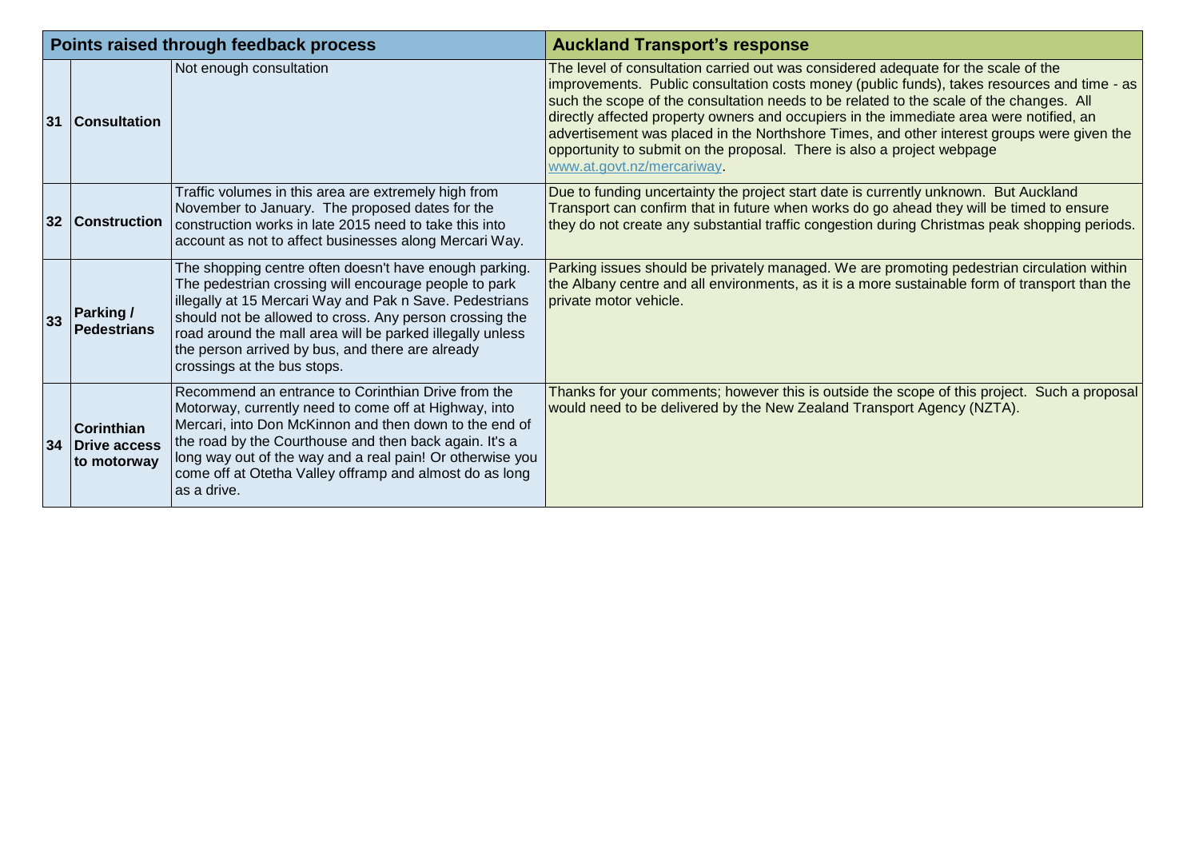| Points raised through feedback process | | | Auckland Transport's response |
|---|---|---|---|
| 31 | **Consultation** | Not enough consultation | The level of consultation carried out was considered adequate for the scale of the improvements. Public consultation costs money (public funds), takes resources and time - as such the scope of the consultation needs to be related to the scale of the changes. All directly affected property owners and occupiers in the immediate area were notified, an advertisement was placed in the Northshore Times, and other interest groups were given the opportunity to submit on the proposal. There is also a project webpage www.at.govt.nz/mercariway. |
| 32 | **Construction** | Traffic volumes in this area are extremely high from November to January. The proposed dates for the construction works in late 2015 need to take this into account as not to affect businesses along Mercari Way. | Due to funding uncertainty the project start date is currently unknown. But Auckland Transport can confirm that in future when works do go ahead they will be timed to ensure they do not create any substantial traffic congestion during Christmas peak shopping periods. |
| 33 | **Parking / Pedestrians** | The shopping centre often doesn't have enough parking. The pedestrian crossing will encourage people to park illegally at 15 Mercari Way and Pak n Save. Pedestrians should not be allowed to cross. Any person crossing the road around the mall area will be parked illegally unless the person arrived by bus, and there are already crossings at the bus stops. | Parking issues should be privately managed. We are promoting pedestrian circulation within the Albany centre and all environments, as it is a more sustainable form of transport than the private motor vehicle. |
| 34 | **Corinthian Drive access to motorway** | Recommend an entrance to Corinthian Drive from the Motorway, currently need to come off at Highway, into Mercari, into Don McKinnon and then down to the end of the road by the Courthouse and then back again. It's a long way out of the way and a real pain! Or otherwise you come off at Otetha Valley offramp and almost do as long as a drive. | Thanks for your comments; however this is outside the scope of this project. Such a proposal would need to be delivered by the New Zealand Transport Agency (NZTA). |